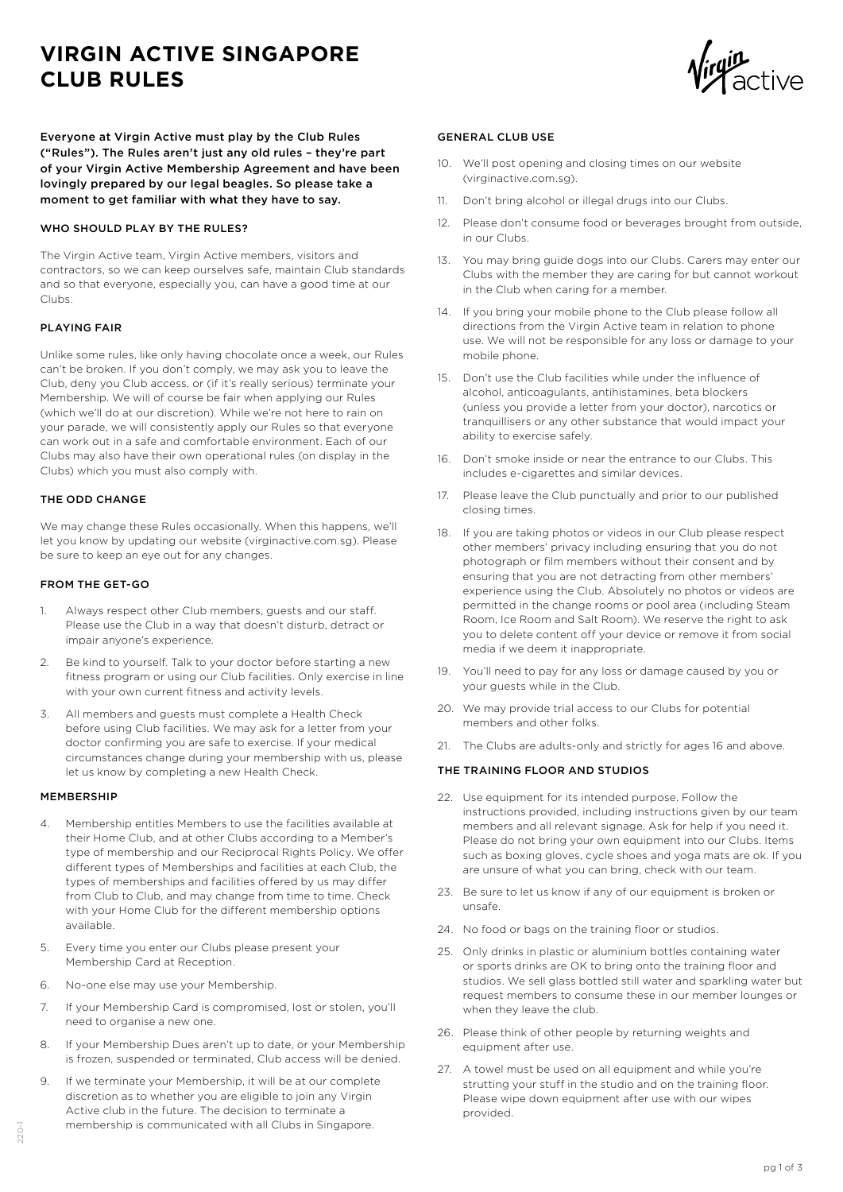# VIRGIN ACTIVE SINGAPORE CLUB RULES

**Everyone at Virgin Active must play by the Club Rules ("Rules"). The Rules aren't just any old rules – they're part of your Virgin Active Membership Agreement and have been lovingly prepared by our legal beagles. So please take a moment to get familiar with what they have to say.**

## WHO SHOULD PLAY BY THE RULES?

The Virgin Active team, Virgin Active members, visitors and contractors, so we can keep ourselves safe, maintain Club standards and so that everyone, especially you, can have a good time at our Clubs.

## PLAYING FAIR

Unlike some rules, like only having chocolate once a week, our Rules can't be broken. If you don't comply, we may ask you to leave the Club, deny you Club access, or (if it's really serious) terminate your Membership. We will of course be fair when applying our Rules (which we'll do at our discretion). While we're not here to rain on your parade, we will consistently apply our Rules so that everyone can work out in a safe and comfortable environment. Each of our Clubs may also have their own operational rules (on display in the Clubs) which you must also comply with.

## THE ODD CHANGE

We may change these Rules occasionally. When this happens, we'll let you know by updating our website (virginactive.com.sg). Please be sure to keep an eye out for any changes.

## FROM THE GET-GO

1. Always respect other Club members, guests and our staff. Please use the Club in a way that doesn't disturb, detract or impair anyone's experience.
2. Be kind to yourself. Talk to your doctor before starting a new fitness program or using our Club facilities. Only exercise in line with your own current fitness and activity levels.
3. All members and guests must complete a Health Check before using Club facilities. We may ask for a letter from your doctor confirming you are safe to exercise. If your medical circumstances change during your membership with us, please let us know by completing a new Health Check.

## MEMBERSHIP

4. Membership entitles Members to use the facilities available at their Home Club, and at other Clubs according to a Member's type of membership and our Reciprocal Rights Policy. We offer different types of Memberships and facilities at each Club, the types of memberships and facilities offered by us may differ from Club to Club, and may change from time to time. Check with your Home Club for the different membership options available.
5. Every time you enter our Clubs please present your Membership Card at Reception.
6. No-one else may use your Membership.
7. If your Membership Card is compromised, lost or stolen, you'll need to organise a new one.
8. If your Membership Dues aren't up to date, or your Membership is frozen, suspended or terminated, Club access will be denied.
9. If we terminate your Membership, it will be at our complete discretion as to whether you are eligible to join any Virgin Active club in the future. The decision to terminate a membership is communicated with all Clubs in Singapore.

## GENERAL CLUB USE

10. We'll post opening and closing times on our website (virginactive.com.sg).
11. Don't bring alcohol or illegal drugs into our Clubs.
12. Please don't consume food or beverages brought from outside, in our Clubs.
13. You may bring guide dogs into our Clubs. Carers may enter our Clubs with the member they are caring for but cannot workout in the Club when caring for a member.
14. If you bring your mobile phone to the Club please follow all directions from the Virgin Active team in relation to phone use. We will not be responsible for any loss or damage to your mobile phone.
15. Don't use the Club facilities while under the influence of alcohol, anticoagulants, antihistamines, beta blockers (unless you provide a letter from your doctor), narcotics or tranquillisers or any other substance that would impact your ability to exercise safely.
16. Don't smoke inside or near the entrance to our Clubs. This includes e-cigarettes and similar devices.
17. Please leave the Club punctually and prior to our published closing times.
18. If you are taking photos or videos in our Club please respect other members' privacy including ensuring that you do not photograph or film members without their consent and by ensuring that you are not detracting from other members' experience using the Club. Absolutely no photos or videos are permitted in the change rooms or pool area (including Steam Room, Ice Room and Salt Room). We reserve the right to ask you to delete content off your device or remove it from social media if we deem it inappropriate.
19. You'll need to pay for any loss or damage caused by you or your guests while in the Club.
20. We may provide trial access to our Clubs for potential members and other folks.
21. The Clubs are adults-only and strictly for ages 16 and above.

## THE TRAINING FLOOR AND STUDIOS

22. Use equipment for its intended purpose. Follow the instructions provided, including instructions given by our team members and all relevant signage. Ask for help if you need it. Please do not bring your own equipment into our Clubs. Items such as boxing gloves, cycle shoes and yoga mats are ok. If you are unsure of what you can bring, check with our team.
23. Be sure to let us know if any of our equipment is broken or unsafe.
24. No food or bags on the training floor or studios.
25. Only drinks in plastic or aluminium bottles containing water or sports drinks are OK to bring onto the training floor and studios. We sell glass bottled still water and sparkling water but request members to consume these in our member lounges or when they leave the club.
26. Please think of other people by returning weights and equipment after use.
27. A towel must be used on all equipment and while you're strutting your stuff in the studio and on the training floor. Please wipe down equipment after use with our wipes provided.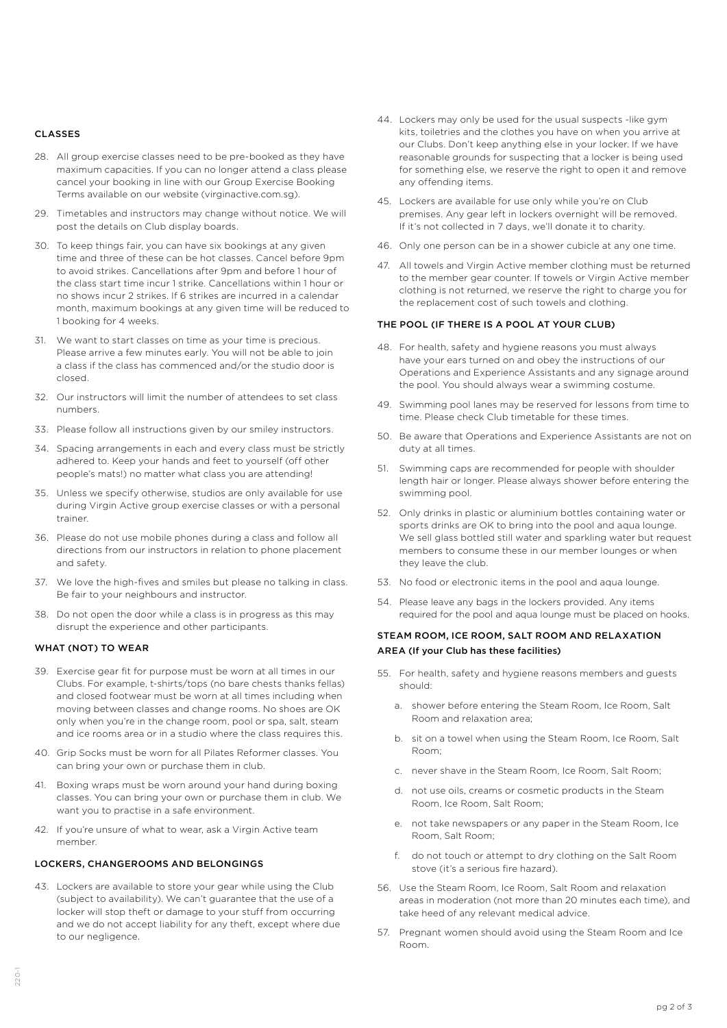## CLASSES

28. All group exercise classes need to be pre-booked as they have maximum capacities. If you can no longer attend a class please cancel your booking in line with our Group Exercise Booking Terms available on our website (virginactive.com.sg).
29. Timetables and instructors may change without notice. We will post the details on Club display boards.
30. To keep things fair, you can have six bookings at any given time and three of these can be hot classes. Cancel before 9pm to avoid strikes. Cancellations after 9pm and before 1 hour of the class start time incur 1 strike. Cancellations within 1 hour or no shows incur 2 strikes. If 6 strikes are incurred in a calendar month, maximum bookings at any given time will be reduced to 1 booking for 4 weeks.
31. We want to start classes on time as your time is precious. Please arrive a few minutes early. You will not be able to join a class if the class has commenced and/or the studio door is closed.
32. Our instructors will limit the number of attendees to set class numbers.
33. Please follow all instructions given by our smiley instructors.
34. Spacing arrangements in each and every class must be strictly adhered to. Keep your hands and feet to yourself (off other people's mats!) no matter what class you are attending!
35. Unless we specify otherwise, studios are only available for use during Virgin Active group exercise classes or with a personal trainer.
36. Please do not use mobile phones during a class and follow all directions from our instructors in relation to phone placement and safety.
37. We love the high-fives and smiles but please no talking in class. Be fair to your neighbours and instructor.
38. Do not open the door while a class is in progress as this may disrupt the experience and other participants.

## WHAT (NOT) TO WEAR

39. Exercise gear fit for purpose must be worn at all times in our Clubs. For example, t-shirts/tops (no bare chests thanks fellas) and closed footwear must be worn at all times including when moving between classes and change rooms. No shoes are OK only when you're in the change room, pool or spa, salt, steam and ice rooms area or in a studio where the class requires this.
40. Grip Socks must be worn for all Pilates Reformer classes. You can bring your own or purchase them in club.
41. Boxing wraps must be worn around your hand during boxing classes. You can bring your own or purchase them in club. We want you to practise in a safe environment.
42. If you're unsure of what to wear, ask a Virgin Active team member.

## LOCKERS, CHANGEROOMS AND BELONGINGS

43. Lockers are available to store your gear while using the Club (subject to availability). We can't guarantee that the use of a locker will stop theft or damage to your stuff from occurring and we do not accept liability for any theft, except where due to our negligence.
44. Lockers may only be used for the usual suspects -like gym kits, toiletries and the clothes you have on when you arrive at our Clubs. Don't keep anything else in your locker. If we have reasonable grounds for suspecting that a locker is being used for something else, we reserve the right to open it and remove any offending items.
45. Lockers are available for use only while you're on Club premises. Any gear left in lockers overnight will be removed. If it's not collected in 7 days, we'll donate it to charity.
46. Only one person can be in a shower cubicle at any one time.
47. All towels and Virgin Active member clothing must be returned to the member gear counter. If towels or Virgin Active member clothing is not returned, we reserve the right to charge you for the replacement cost of such towels and clothing.

## THE POOL (IF THERE IS A POOL AT YOUR CLUB)

48. For health, safety and hygiene reasons you must always have your ears turned on and obey the instructions of our Operations and Experience Assistants and any signage around the pool. You should always wear a swimming costume.
49. Swimming pool lanes may be reserved for lessons from time to time. Please check Club timetable for these times.
50. Be aware that Operations and Experience Assistants are not on duty at all times.
51. Swimming caps are recommended for people with shoulder length hair or longer. Please always shower before entering the swimming pool.
52. Only drinks in plastic or aluminium bottles containing water or sports drinks are OK to bring into the pool and aqua lounge. We sell glass bottled still water and sparkling water but request members to consume these in our member lounges or when they leave the club.
53. No food or electronic items in the pool and aqua lounge.
54. Please leave any bags in the lockers provided. Any items required for the pool and aqua lounge must be placed on hooks.

## STEAM ROOM, ICE ROOM, SALT ROOM AND RELAXATION AREA (If your Club has these facilities)

55. For health, safety and hygiene reasons members and guests should:
    a. shower before entering the Steam Room, Ice Room, Salt Room and relaxation area;
    b. sit on a towel when using the Steam Room, Ice Room, Salt Room;
    c. never shave in the Steam Room, Ice Room, Salt Room;
    d. not use oils, creams or cosmetic products in the Steam Room, Ice Room, Salt Room;
    e. not take newspapers or any paper in the Steam Room, Ice Room, Salt Room;
    f. do not touch or attempt to dry clothing on the Salt Room stove (it's a serious fire hazard).
56. Use the Steam Room, Ice Room, Salt Room and relaxation areas in moderation (not more than 20 minutes each time), and take heed of any relevant medical advice.
57. Pregnant women should avoid using the Steam Room and Ice Room.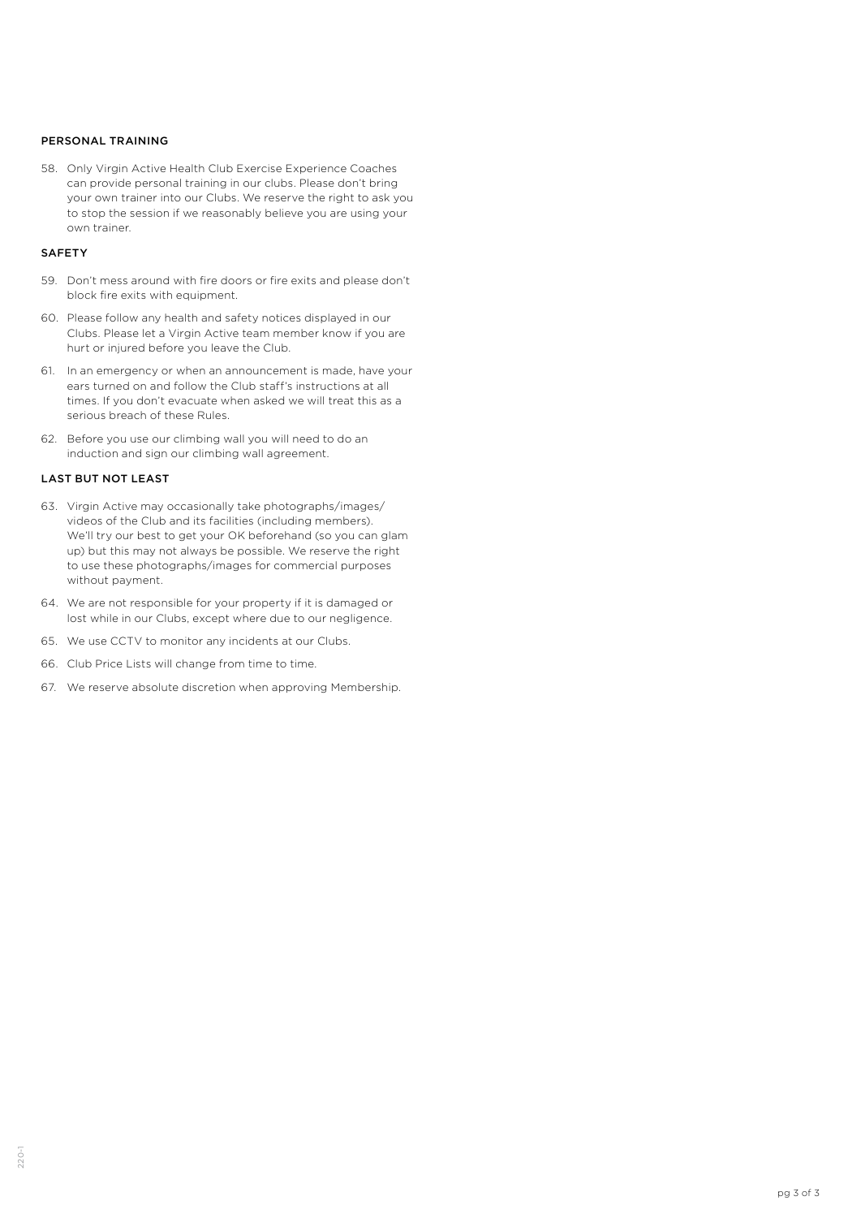## PERSONAL TRAINING

58. Only Virgin Active Health Club Exercise Experience Coaches can provide personal training in our clubs. Please don't bring your own trainer into our Clubs. We reserve the right to ask you to stop the session if we reasonably believe you are using your own trainer.

## SAFETY

59. Don't mess around with fire doors or fire exits and please don't block fire exits with equipment.
60. Please follow any health and safety notices displayed in our Clubs. Please let a Virgin Active team member know if you are hurt or injured before you leave the Club.
61. In an emergency or when an announcement is made, have your ears turned on and follow the Club staff's instructions at all times. If you don't evacuate when asked we will treat this as a serious breach of these Rules.
62. Before you use our climbing wall you will need to do an induction and sign our climbing wall agreement.

## LAST BUT NOT LEAST

63. Virgin Active may occasionally take photographs/images/videos of the Club and its facilities (including members). We'll try our best to get your OK beforehand (so you can glam up) but this may not always be possible. We reserve the right to use these photographs/images for commercial purposes without payment.
64. We are not responsible for your property if it is damaged or lost while in our Clubs, except where due to our negligence.
65. We use CCTV to monitor any incidents at our Clubs.
66. Club Price Lists will change from time to time.
67. We reserve absolute discretion when approving Membership.